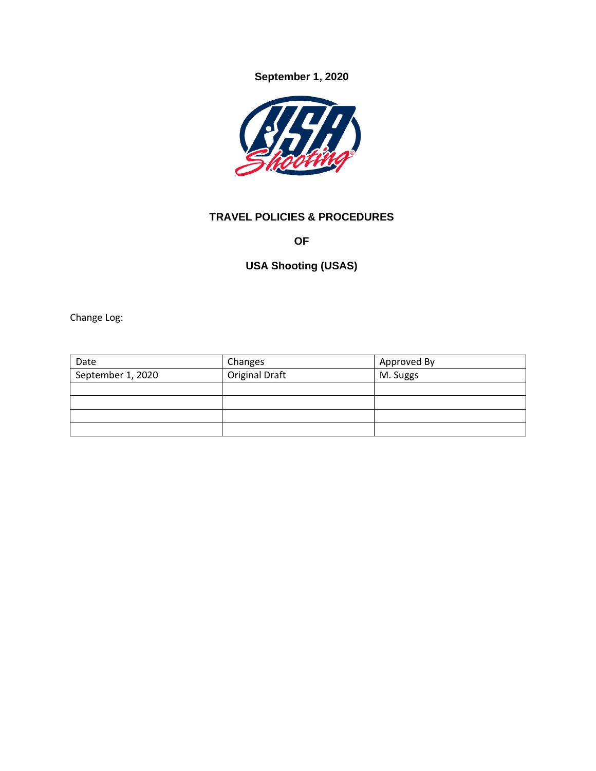**September 1, 2020**

# TRAVEL POLICIES & PROCEDURES

# OF

# USA Shooting (USAS)

Change Log:

| Date | Changes | Approved By |
|---|---|---|
| September 1, 2020 | Original Draft | M. Suggs |
| | | |
| | | |
| | | |
| | | |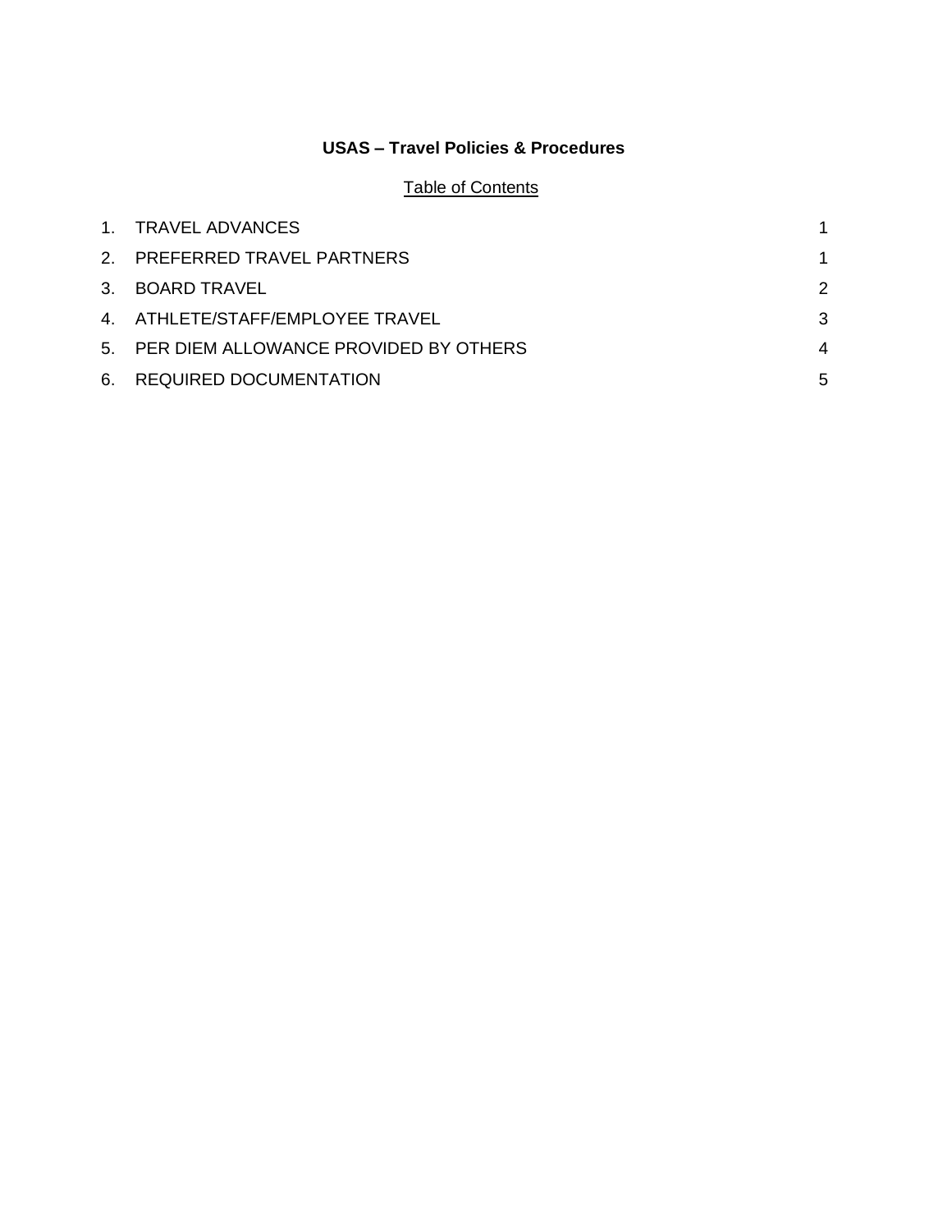# USAS – Travel Policies & Procedures

Table of Contents

| | | |
|---|---|---|
| 1. | TRAVEL ADVANCES | 1 |
| 2. | PREFERRED TRAVEL PARTNERS | 1 |
| 3. | BOARD TRAVEL | 2 |
| 4. | ATHLETE/STAFF/EMPLOYEE TRAVEL | 3 |
| 5. | PER DIEM ALLOWANCE PROVIDED BY OTHERS | 4 |
| 6. | REQUIRED DOCUMENTATION | 5 |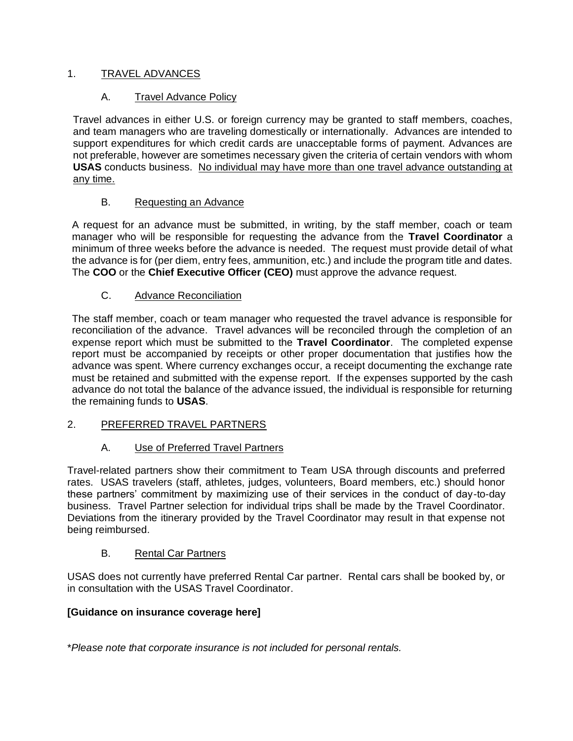## 1. TRAVEL ADVANCES

### A. Travel Advance Policy

Travel advances in either U.S. or foreign currency may be granted to staff members, coaches, and team managers who are traveling domestically or internationally. Advances are intended to support expenditures for which credit cards are unacceptable forms of payment. Advances are not preferable, however are sometimes necessary given the criteria of certain vendors with whom **USAS** conducts business. <u>No individual may have more than one travel advance outstanding at any time.</u>

### B. Requesting an Advance

A request for an advance must be submitted, in writing, by the staff member, coach or team manager who will be responsible for requesting the advance from the **Travel Coordinator** a minimum of three weeks before the advance is needed. The request must provide detail of what the advance is for (per diem, entry fees, ammunition, etc.) and include the program title and dates. The **COO** or the **Chief Executive Officer (CEO)** must approve the advance request.

### C. Advance Reconciliation

The staff member, coach or team manager who requested the travel advance is responsible for reconciliation of the advance. Travel advances will be reconciled through the completion of an expense report which must be submitted to the **Travel Coordinator**. The completed expense report must be accompanied by receipts or other proper documentation that justifies how the advance was spent. Where currency exchanges occur, a receipt documenting the exchange rate must be retained and submitted with the expense report. If the expenses supported by the cash advance do not total the balance of the advance issued, the individual is responsible for returning the remaining funds to **USAS**.

## 2. PREFERRED TRAVEL PARTNERS

### A. Use of Preferred Travel Partners

Travel-related partners show their commitment to Team USA through discounts and preferred rates. USAS travelers (staff, athletes, judges, volunteers, Board members, etc.) should honor these partners' commitment by maximizing use of their services in the conduct of day-to-day business. Travel Partner selection for individual trips shall be made by the Travel Coordinator. Deviations from the itinerary provided by the Travel Coordinator may result in that expense not being reimbursed.

### B. Rental Car Partners

USAS does not currently have preferred Rental Car partner. Rental cars shall be booked by, or in consultation with the USAS Travel Coordinator.

**[Guidance on insurance coverage here]**

\**Please note that corporate insurance is not included for personal rentals.*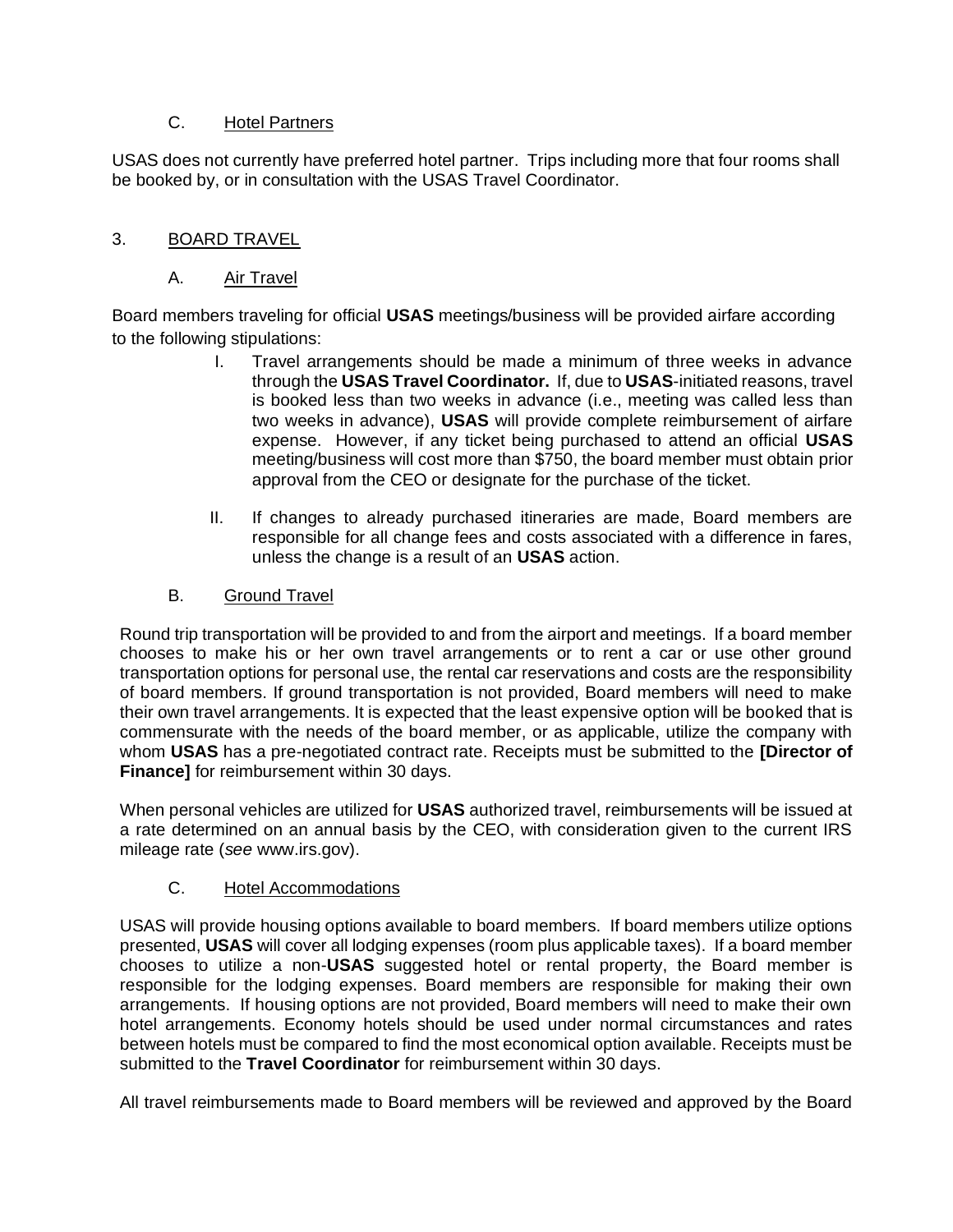### C. Hotel Partners

USAS does not currently have preferred hotel partner. Trips including more that four rooms shall be booked by, or in consultation with the USAS Travel Coordinator.

## 3. BOARD TRAVEL

### A. Air Travel

Board members traveling for official **USAS** meetings/business will be provided airfare according to the following stipulations:

I. Travel arrangements should be made a minimum of three weeks in advance through the **USAS Travel Coordinator.** If, due to **USAS**-initiated reasons, travel is booked less than two weeks in advance (i.e., meeting was called less than two weeks in advance), **USAS** will provide complete reimbursement of airfare expense. However, if any ticket being purchased to attend an official **USAS** meeting/business will cost more than $750, the board member must obtain prior approval from the CEO or designate for the purchase of the ticket.

II. If changes to already purchased itineraries are made, Board members are responsible for all change fees and costs associated with a difference in fares, unless the change is a result of an **USAS** action.

### B. Ground Travel

Round trip transportation will be provided to and from the airport and meetings. If a board member chooses to make his or her own travel arrangements or to rent a car or use other ground transportation options for personal use, the rental car reservations and costs are the responsibility of board members. If ground transportation is not provided, Board members will need to make their own travel arrangements. It is expected that the least expensive option will be booked that is commensurate with the needs of the board member, or as applicable, utilize the company with whom **USAS** has a pre-negotiated contract rate. Receipts must be submitted to the **[Director of Finance]** for reimbursement within 30 days.

When personal vehicles are utilized for **USAS** authorized travel, reimbursements will be issued at a rate determined on an annual basis by the CEO, with consideration given to the current IRS mileage rate (*see* www.irs.gov).

### C. Hotel Accommodations

USAS will provide housing options available to board members. If board members utilize options presented, **USAS** will cover all lodging expenses (room plus applicable taxes). If a board member chooses to utilize a non-**USAS** suggested hotel or rental property, the Board member is responsible for the lodging expenses. Board members are responsible for making their own arrangements. If housing options are not provided, Board members will need to make their own hotel arrangements. Economy hotels should be used under normal circumstances and rates between hotels must be compared to find the most economical option available. Receipts must be submitted to the **Travel Coordinator** for reimbursement within 30 days.

All travel reimbursements made to Board members will be reviewed and approved by the Board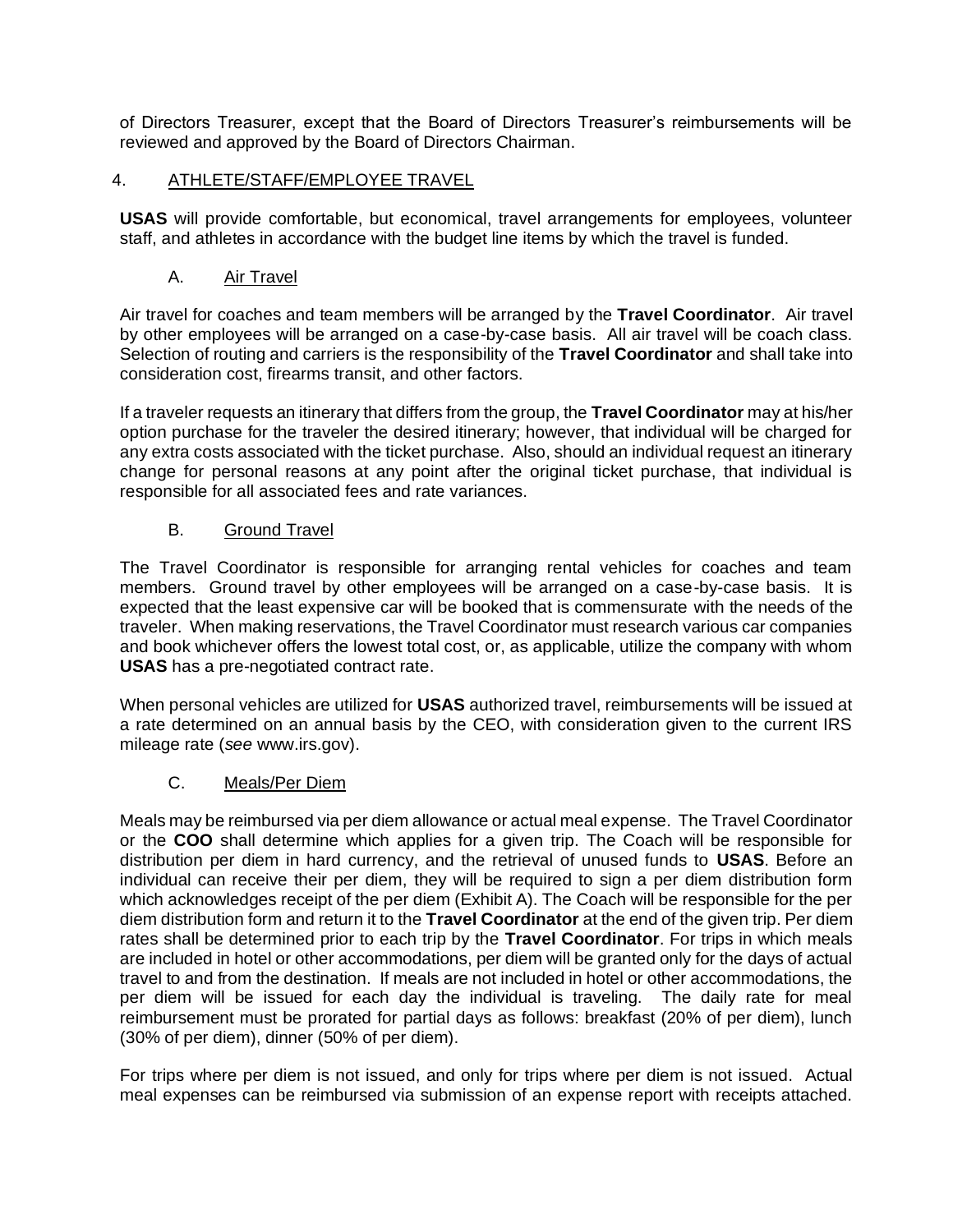of Directors Treasurer, except that the Board of Directors Treasurer's reimbursements will be reviewed and approved by the Board of Directors Chairman.

## 4. ATHLETE/STAFF/EMPLOYEE TRAVEL

**USAS** will provide comfortable, but economical, travel arrangements for employees, volunteer staff, and athletes in accordance with the budget line items by which the travel is funded.

### A. Air Travel

Air travel for coaches and team members will be arranged by the **Travel Coordinator**. Air travel by other employees will be arranged on a case-by-case basis. All air travel will be coach class. Selection of routing and carriers is the responsibility of the **Travel Coordinator** and shall take into consideration cost, firearms transit, and other factors.

If a traveler requests an itinerary that differs from the group, the **Travel Coordinator** may at his/her option purchase for the traveler the desired itinerary; however, that individual will be charged for any extra costs associated with the ticket purchase. Also, should an individual request an itinerary change for personal reasons at any point after the original ticket purchase, that individual is responsible for all associated fees and rate variances.

### B. Ground Travel

The Travel Coordinator is responsible for arranging rental vehicles for coaches and team members. Ground travel by other employees will be arranged on a case-by-case basis. It is expected that the least expensive car will be booked that is commensurate with the needs of the traveler. When making reservations, the Travel Coordinator must research various car companies and book whichever offers the lowest total cost, or, as applicable, utilize the company with whom **USAS** has a pre-negotiated contract rate.

When personal vehicles are utilized for **USAS** authorized travel, reimbursements will be issued at a rate determined on an annual basis by the CEO, with consideration given to the current IRS mileage rate (*see* www.irs.gov).

### C. Meals/Per Diem

Meals may be reimbursed via per diem allowance or actual meal expense. The Travel Coordinator or the **COO** shall determine which applies for a given trip. The Coach will be responsible for distribution per diem in hard currency, and the retrieval of unused funds to **USAS**. Before an individual can receive their per diem, they will be required to sign a per diem distribution form which acknowledges receipt of the per diem (Exhibit A). The Coach will be responsible for the per diem distribution form and return it to the **Travel Coordinator** at the end of the given trip. Per diem rates shall be determined prior to each trip by the **Travel Coordinator**. For trips in which meals are included in hotel or other accommodations, per diem will be granted only for the days of actual travel to and from the destination. If meals are not included in hotel or other accommodations, the per diem will be issued for each day the individual is traveling. The daily rate for meal reimbursement must be prorated for partial days as follows: breakfast (20% of per diem), lunch (30% of per diem), dinner (50% of per diem).

For trips where per diem is not issued, and only for trips where per diem is not issued. Actual meal expenses can be reimbursed via submission of an expense report with receipts attached.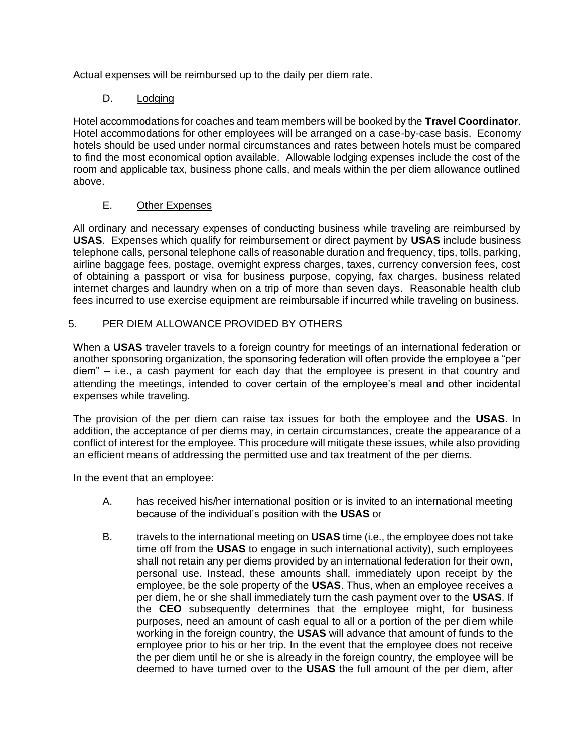Actual expenses will be reimbursed up to the daily per diem rate.

### D. Lodging

Hotel accommodations for coaches and team members will be booked by the **Travel Coordinator**. Hotel accommodations for other employees will be arranged on a case-by-case basis. Economy hotels should be used under normal circumstances and rates between hotels must be compared to find the most economical option available. Allowable lodging expenses include the cost of the room and applicable tax, business phone calls, and meals within the per diem allowance outlined above.

### E. Other Expenses

All ordinary and necessary expenses of conducting business while traveling are reimbursed by **USAS**. Expenses which qualify for reimbursement or direct payment by **USAS** include business telephone calls, personal telephone calls of reasonable duration and frequency, tips, tolls, parking, airline baggage fees, postage, overnight express charges, taxes, currency conversion fees, cost of obtaining a passport or visa for business purpose, copying, fax charges, business related internet charges and laundry when on a trip of more than seven days. Reasonable health club fees incurred to use exercise equipment are reimbursable if incurred while traveling on business.

## 5. PER DIEM ALLOWANCE PROVIDED BY OTHERS

When a **USAS** traveler travels to a foreign country for meetings of an international federation or another sponsoring organization, the sponsoring federation will often provide the employee a "per diem" – i.e., a cash payment for each day that the employee is present in that country and attending the meetings, intended to cover certain of the employee's meal and other incidental expenses while traveling.

The provision of the per diem can raise tax issues for both the employee and the **USAS**. In addition, the acceptance of per diems may, in certain circumstances, create the appearance of a conflict of interest for the employee. This procedure will mitigate these issues, while also providing an efficient means of addressing the permitted use and tax treatment of the per diems.

In the event that an employee:

A. has received his/her international position or is invited to an international meeting because of the individual's position with the **USAS** or

B. travels to the international meeting on **USAS** time (i.e., the employee does not take time off from the **USAS** to engage in such international activity), such employees shall not retain any per diems provided by an international federation for their own, personal use. Instead, these amounts shall, immediately upon receipt by the employee, be the sole property of the **USAS**. Thus, when an employee receives a per diem, he or she shall immediately turn the cash payment over to the **USAS**. If the **CEO** subsequently determines that the employee might, for business purposes, need an amount of cash equal to all or a portion of the per diem while working in the foreign country, the **USAS** will advance that amount of funds to the employee prior to his or her trip. In the event that the employee does not receive the per diem until he or she is already in the foreign country, the employee will be deemed to have turned over to the **USAS** the full amount of the per diem, after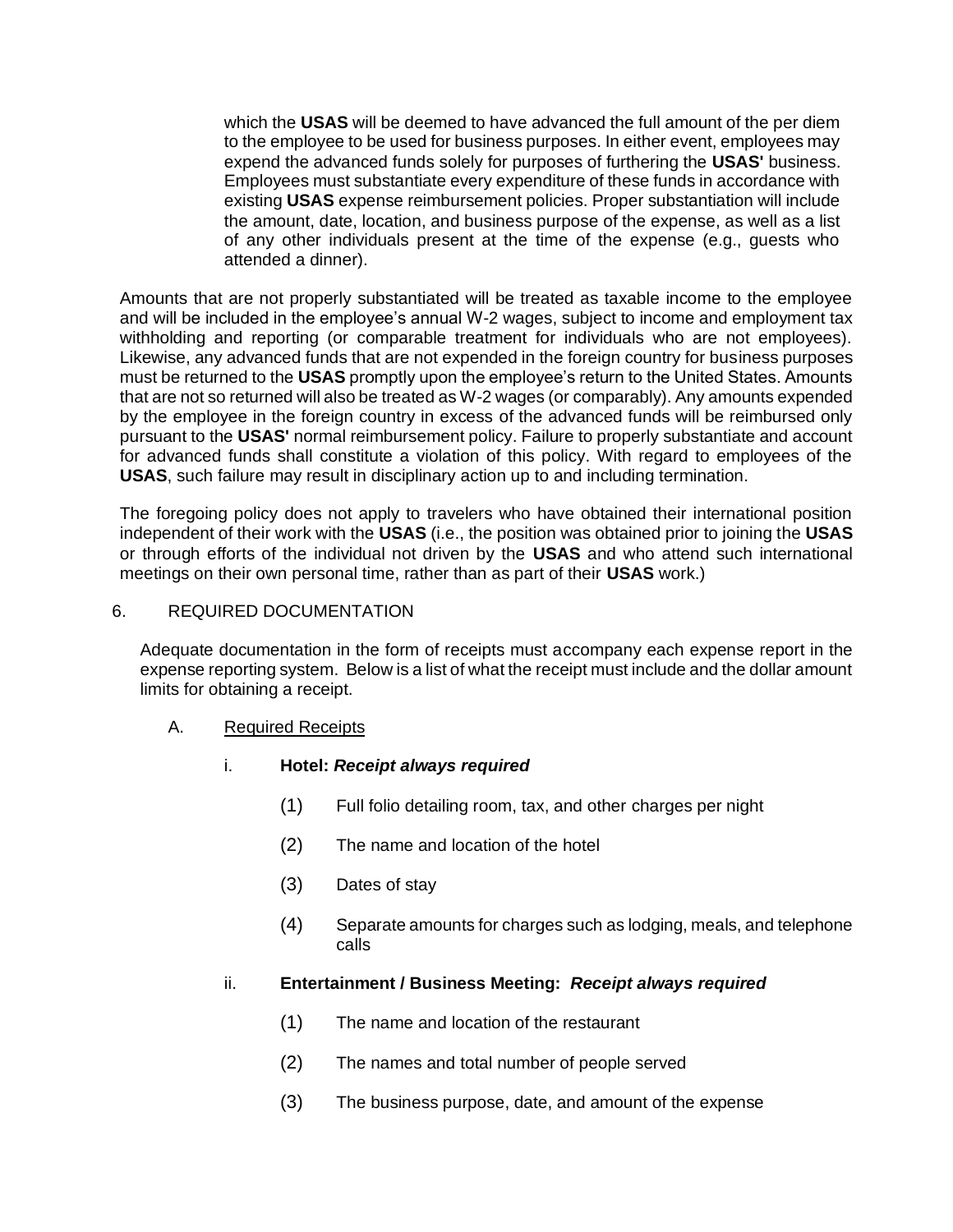which the **USAS** will be deemed to have advanced the full amount of the per diem to the employee to be used for business purposes. In either event, employees may expend the advanced funds solely for purposes of furthering the **USAS'** business. Employees must substantiate every expenditure of these funds in accordance with existing **USAS** expense reimbursement policies. Proper substantiation will include the amount, date, location, and business purpose of the expense, as well as a list of any other individuals present at the time of the expense (e.g., guests who attended a dinner).

Amounts that are not properly substantiated will be treated as taxable income to the employee and will be included in the employee's annual W-2 wages, subject to income and employment tax withholding and reporting (or comparable treatment for individuals who are not employees). Likewise, any advanced funds that are not expended in the foreign country for business purposes must be returned to the **USAS** promptly upon the employee's return to the United States. Amounts that are not so returned will also be treated as W-2 wages (or comparably). Any amounts expended by the employee in the foreign country in excess of the advanced funds will be reimbursed only pursuant to the **USAS'** normal reimbursement policy. Failure to properly substantiate and account for advanced funds shall constitute a violation of this policy. With regard to employees of the **USAS**, such failure may result in disciplinary action up to and including termination.

The foregoing policy does not apply to travelers who have obtained their international position independent of their work with the **USAS** (i.e., the position was obtained prior to joining the **USAS** or through efforts of the individual not driven by the **USAS** and who attend such international meetings on their own personal time, rather than as part of their **USAS** work.)

## 6. REQUIRED DOCUMENTATION

Adequate documentation in the form of receipts must accompany each expense report in the expense reporting system. Below is a list of what the receipt must include and the dollar amount limits for obtaining a receipt.

### A. Required Receipts

i. **Hotel:** ***Receipt always required***

(1) Full folio detailing room, tax, and other charges per night

(2) The name and location of the hotel

(3) Dates of stay

(4) Separate amounts for charges such as lodging, meals, and telephone calls

ii. **Entertainment / Business Meeting:** ***Receipt always required***

(1) The name and location of the restaurant

(2) The names and total number of people served

(3) The business purpose, date, and amount of the expense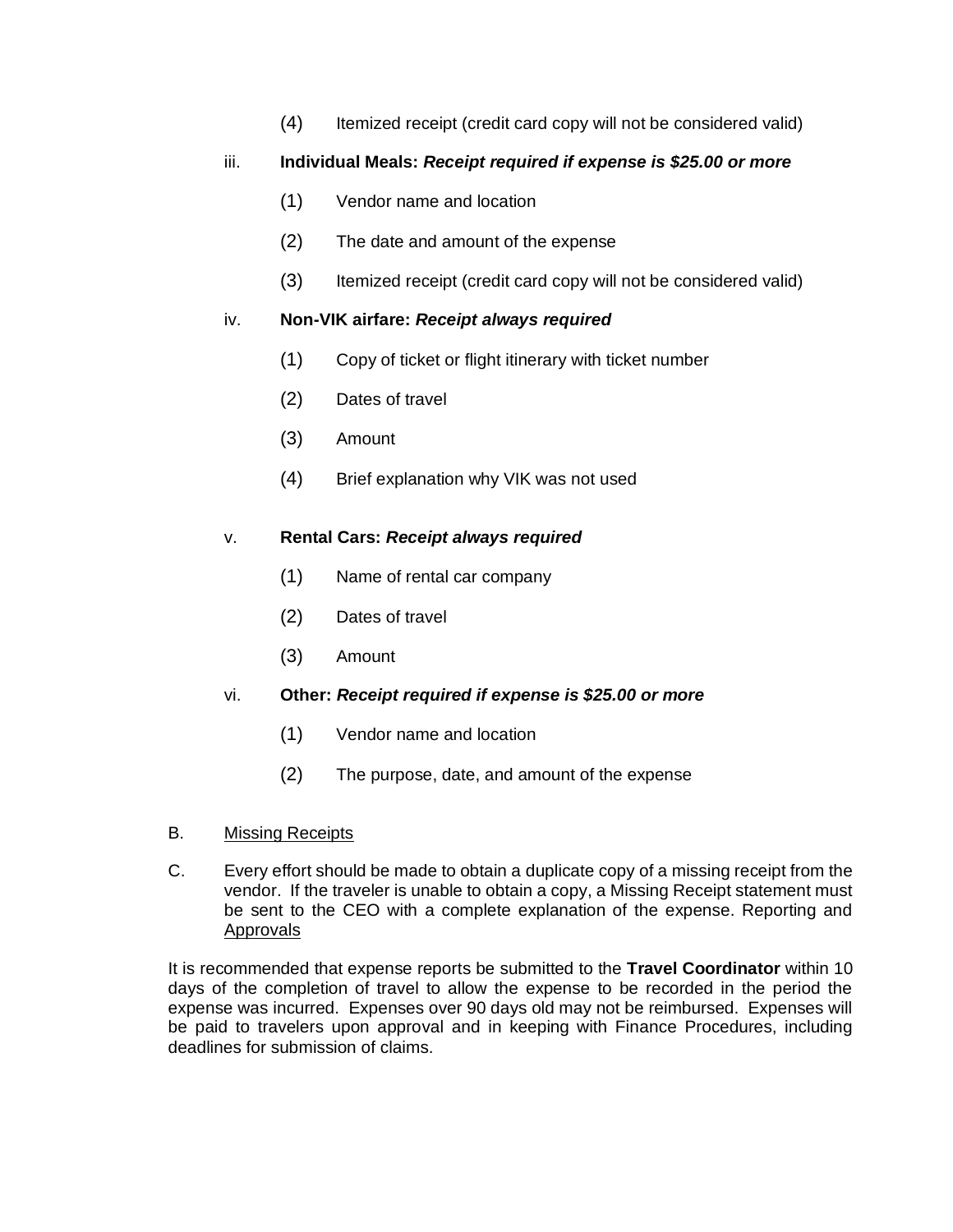(4) Itemized receipt (credit card copy will not be considered valid)

iii. **Individual Meals:** ***Receipt required if expense is $25.00 or more***

(1) Vendor name and location

(2) The date and amount of the expense

(3) Itemized receipt (credit card copy will not be considered valid)

iv. **Non-VIK airfare:** ***Receipt always required***

(1) Copy of ticket or flight itinerary with ticket number

(2) Dates of travel

(3) Amount

(4) Brief explanation why VIK was not used

v. **Rental Cars:** ***Receipt always required***

(1) Name of rental car company

(2) Dates of travel

(3) Amount

vi. **Other:** ***Receipt required if expense is $25.00 or more***

(1) Vendor name and location

(2) The purpose, date, and amount of the expense

B. <u>Missing Receipts</u>

C. Every effort should be made to obtain a duplicate copy of a missing receipt from the vendor. If the traveler is unable to obtain a copy, a Missing Receipt statement must be sent to the CEO with a complete explanation of the expense. Reporting and <u>Approvals</u>

It is recommended that expense reports be submitted to the **Travel Coordinator** within 10 days of the completion of travel to allow the expense to be recorded in the period the expense was incurred. Expenses over 90 days old may not be reimbursed. Expenses will be paid to travelers upon approval and in keeping with Finance Procedures, including deadlines for submission of claims.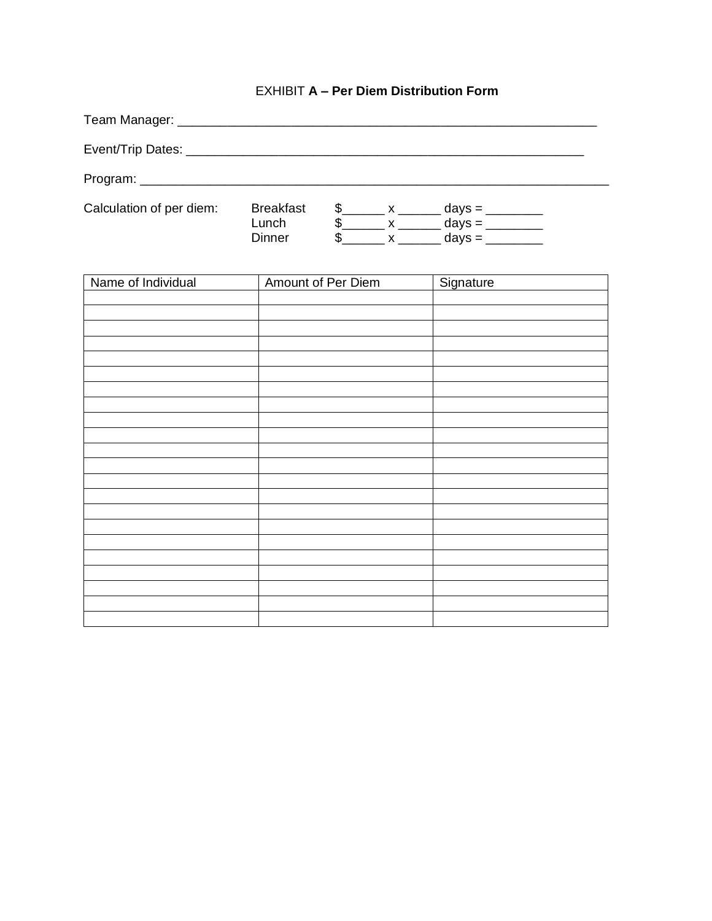# EXHIBIT **A – Per Diem Distribution Form**

Team Manager: ___________________________________________________________

Event/Trip Dates: _________________________________________________________

Program: ________________________________________________________________

Calculation of per diem:

| | | |
|---|---|---|
| Breakfast | $______ x ______ days = ________ |
| Lunch | $______ x ______ days = ________ |
| Dinner | $______ x ______ days = ________ |

| Name of Individual | Amount of Per Diem | Signature |
|---|---|---|
| | | |
| | | |
| | | |
| | | |
| | | |
| | | |
| | | |
| | | |
| | | |
| | | |
| | | |
| | | |
| | | |
| | | |
| | | |
| | | |
| | | |
| | | |
| | | |
| | | |
| | | |
| | | |